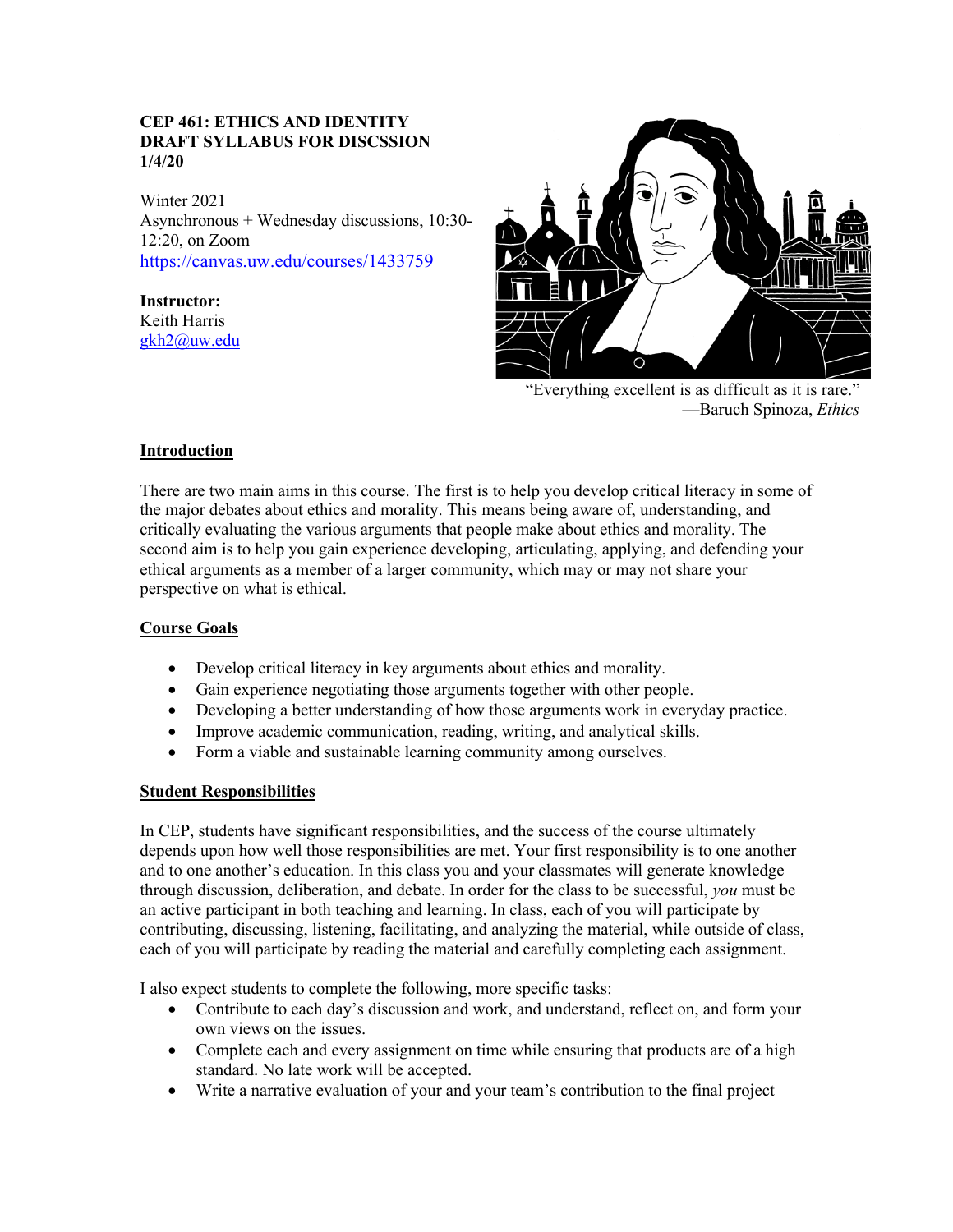**CEP 461: ETHICS AND IDENTITY**
**DRAFT SYLLABUS FOR DISCSSION**
**1/4/20**

Winter 2021
Asynchronous + Wednesday discussions, 10:30-12:20, on Zoom
https://canvas.uw.edu/courses/1433759

**Instructor:**
Keith Harris
gkh2@uw.edu

"Everything excellent is as difficult as it is rare."
—Baruch Spinoza, *Ethics*

## Introduction

There are two main aims in this course. The first is to help you develop critical literacy in some of the major debates about ethics and morality. This means being aware of, understanding, and critically evaluating the various arguments that people make about ethics and morality. The second aim is to help you gain experience developing, articulating, applying, and defending your ethical arguments as a member of a larger community, which may or may not share your perspective on what is ethical.

## Course Goals

- Develop critical literacy in key arguments about ethics and morality.
- Gain experience negotiating those arguments together with other people.
- Developing a better understanding of how those arguments work in everyday practice.
- Improve academic communication, reading, writing, and analytical skills.
- Form a viable and sustainable learning community among ourselves.

## Student Responsibilities

In CEP, students have significant responsibilities, and the success of the course ultimately depends upon how well those responsibilities are met. Your first responsibility is to one another and to one another's education. In this class you and your classmates will generate knowledge through discussion, deliberation, and debate. In order for the class to be successful, *you* must be an active participant in both teaching and learning. In class, each of you will participate by contributing, discussing, listening, facilitating, and analyzing the material, while outside of class, each of you will participate by reading the material and carefully completing each assignment.

I also expect students to complete the following, more specific tasks:

- Contribute to each day's discussion and work, and understand, reflect on, and form your own views on the issues.
- Complete each and every assignment on time while ensuring that products are of a high standard. No late work will be accepted.
- Write a narrative evaluation of your and your team's contribution to the final project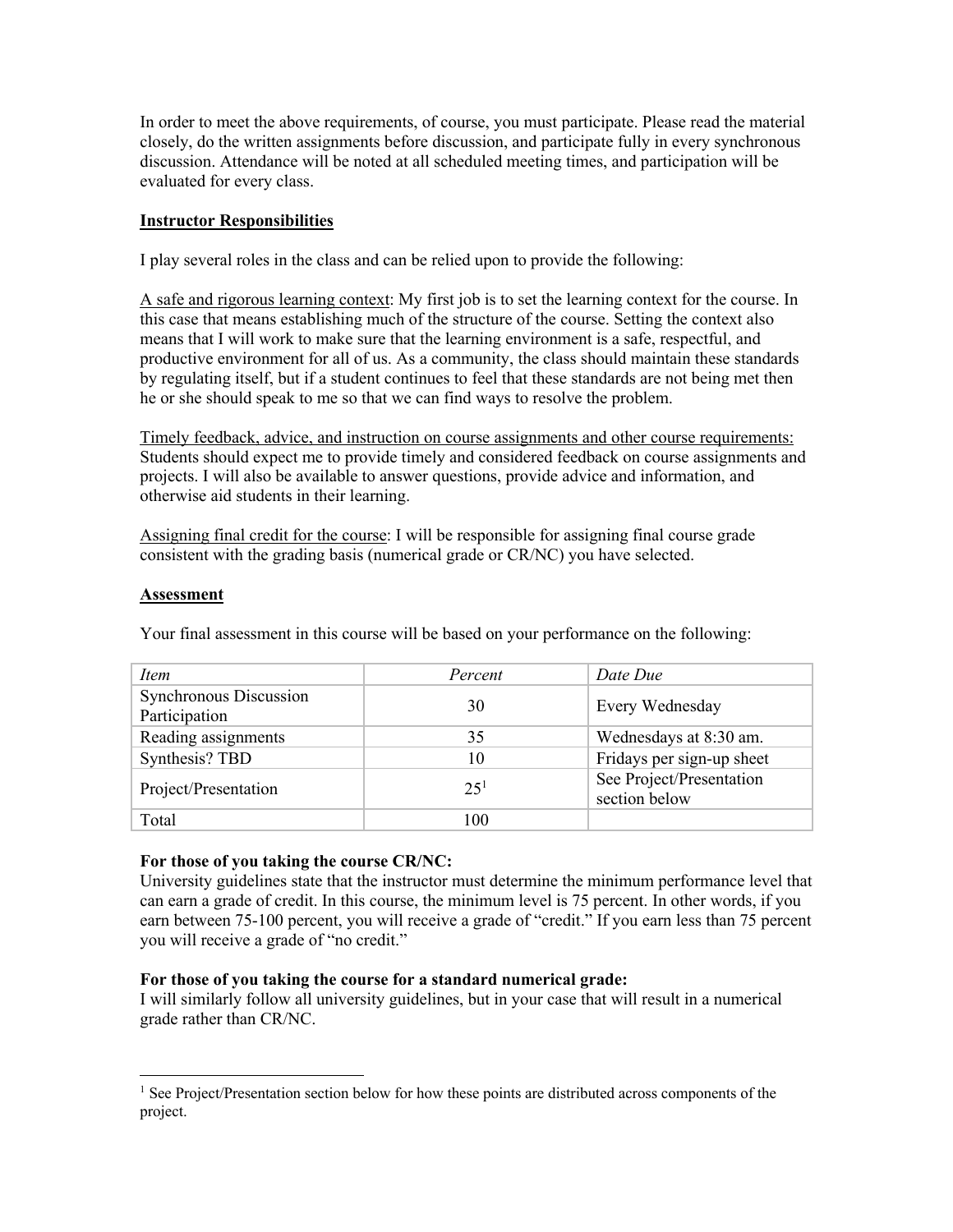In order to meet the above requirements, of course, you must participate. Please read the material closely, do the written assignments before discussion, and participate fully in every synchronous discussion. Attendance will be noted at all scheduled meeting times, and participation will be evaluated for every class.

**Instructor Responsibilities**

I play several roles in the class and can be relied upon to provide the following:

A safe and rigorous learning context: My first job is to set the learning context for the course. In this case that means establishing much of the structure of the course. Setting the context also means that I will work to make sure that the learning environment is a safe, respectful, and productive environment for all of us. As a community, the class should maintain these standards by regulating itself, but if a student continues to feel that these standards are not being met then he or she should speak to me so that we can find ways to resolve the problem.

Timely feedback, advice, and instruction on course assignments and other course requirements: Students should expect me to provide timely and considered feedback on course assignments and projects. I will also be available to answer questions, provide advice and information, and otherwise aid students in their learning.

Assigning final credit for the course: I will be responsible for assigning final course grade consistent with the grading basis (numerical grade or CR/NC) you have selected.

**Assessment**

Your final assessment in this course will be based on your performance on the following:

| *Item* | *Percent* | *Date Due* |
|---|---|---|
| Synchronous Discussion Participation | 30 | Every Wednesday |
| Reading assignments | 35 | Wednesdays at 8:30 am. |
| Synthesis? TBD | 10 | Fridays per sign-up sheet |
| Project/Presentation | 25[1] | See Project/Presentation section below |
| Total | 100 | |

**For those of you taking the course CR/NC:**
University guidelines state that the instructor must determine the minimum performance level that can earn a grade of credit. In this course, the minimum level is 75 percent. In other words, if you earn between 75-100 percent, you will receive a grade of "credit." If you earn less than 75 percent you will receive a grade of "no credit."

**For those of you taking the course for a standard numerical grade:**
I will similarly follow all university guidelines, but in your case that will result in a numerical grade rather than CR/NC.

[1] See Project/Presentation section below for how these points are distributed across components of the project.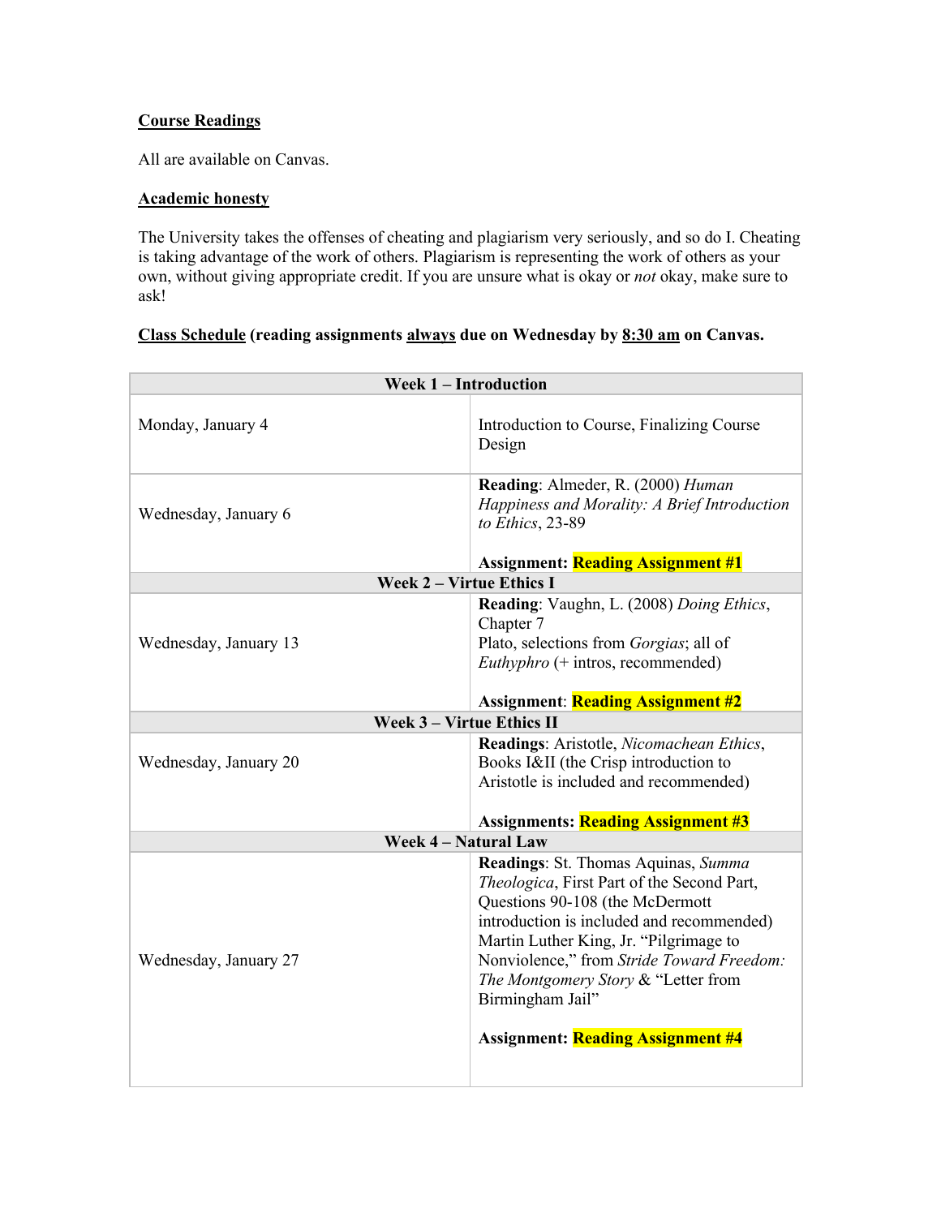**Course Readings**

All are available on Canvas.

**Academic honesty**

The University takes the offenses of cheating and plagiarism very seriously, and so do I. Cheating is taking advantage of the work of others. Plagiarism is representing the work of others as your own, without giving appropriate credit. If you are unsure what is okay or *not* okay, make sure to ask!

**Class Schedule (reading assignments always due on Wednesday by 8:30 am on Canvas.**

| | |
|---|---|
| **Week 1 – Introduction** | |
| Monday, January 4 | Introduction to Course, Finalizing Course Design |
| Wednesday, January 6 | **Reading**: Almeder, R. (2000) *Human Happiness and Morality: A Brief Introduction to Ethics*, 23-89<br><br>**Assignment: Reading Assignment #1** |
| **Week 2 – Virtue Ethics I** | |
| Wednesday, January 13 | **Reading**: Vaughn, L. (2008) *Doing Ethics*, Chapter 7<br>Plato, selections from *Gorgias*; all of *Euthyphro* (+ intros, recommended)<br><br>**Assignment**: **Reading Assignment #2** |
| **Week 3 – Virtue Ethics II** | |
| Wednesday, January 20 | **Readings**: Aristotle, *Nicomachean Ethics*, Books I&II (the Crisp introduction to Aristotle is included and recommended)<br><br>**Assignments: Reading Assignment #3** |
| **Week 4 – Natural Law** | |
| Wednesday, January 27 | **Readings**: St. Thomas Aquinas, *Summa Theologica*, First Part of the Second Part, Questions 90-108 (the McDermott introduction is included and recommended)<br>Martin Luther King, Jr. "Pilgrimage to Nonviolence," from *Stride Toward Freedom: The Montgomery Story* & "Letter from Birmingham Jail"<br><br>**Assignment: Reading Assignment #4** |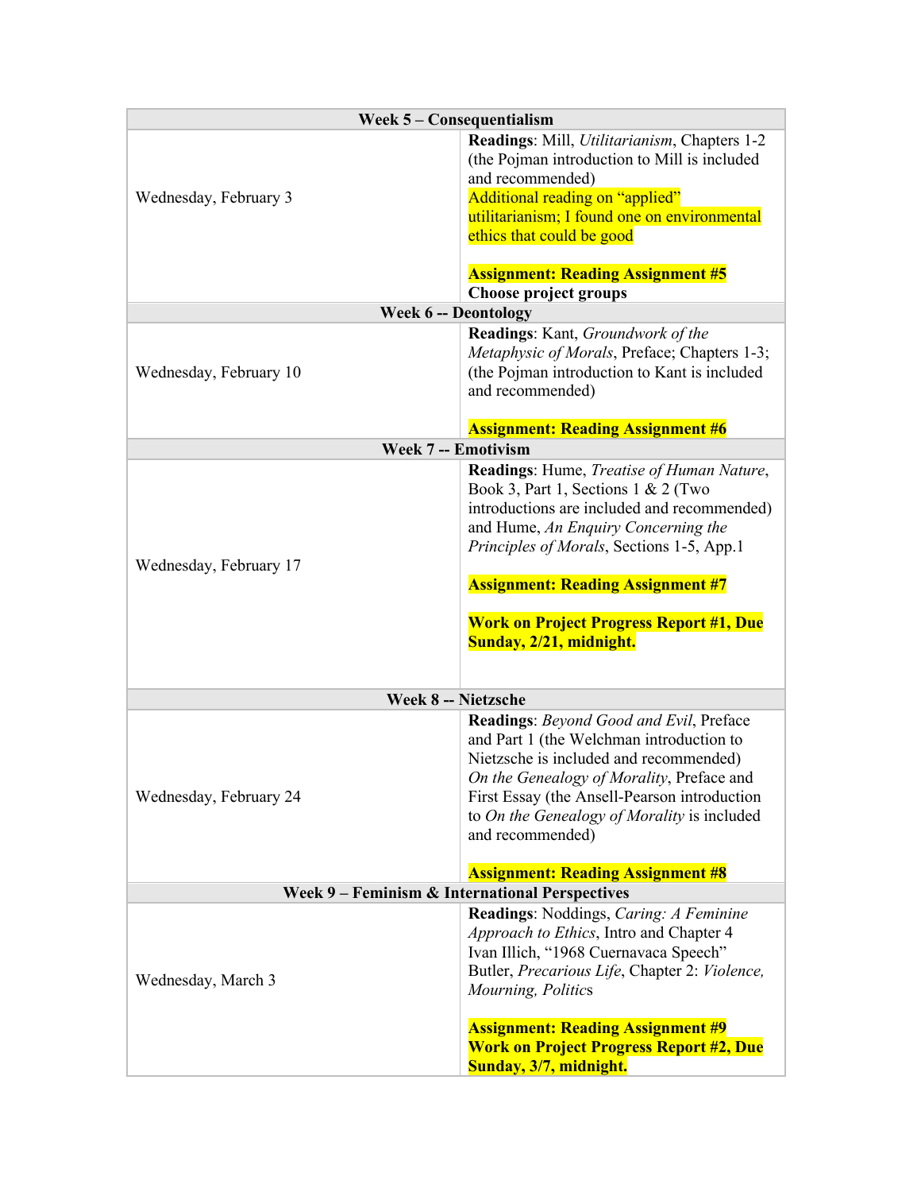| Week 5 – Consequentialism | |
|---|---|
| Wednesday, February 3 | **Readings**: Mill, *Utilitarianism*, Chapters 1-2 (the Pojman introduction to Mill is included and recommended)<br>Additional reading on "applied" utilitarianism; I found one on environmental ethics that could be good<br><br>**Assignment: Reading Assignment #5**<br>**Choose project groups** |
| **Week 6 -- Deontology** | |
| Wednesday, February 10 | **Readings**: Kant, *Groundwork of the Metaphysic of Morals*, Preface; Chapters 1-3; (the Pojman introduction to Kant is included and recommended)<br><br>**Assignment: Reading Assignment #6** |
| **Week 7 -- Emotivism** | |
| Wednesday, February 17 | **Readings**: Hume, *Treatise of Human Nature*, Book 3, Part 1, Sections 1 & 2 (Two introductions are included and recommended) and Hume, *An Enquiry Concerning the Principles of Morals*, Sections 1-5, App.1<br><br>**Assignment: Reading Assignment #7**<br><br>**Work on Project Progress Report #1, Due Sunday, 2/21, midnight.** |
| **Week 8 -- Nietzsche** | |
| Wednesday, February 24 | **Readings**: *Beyond Good and Evil*, Preface and Part 1 (the Welchman introduction to Nietzsche is included and recommended)<br>*On the Genealogy of Morality*, Preface and First Essay (the Ansell-Pearson introduction to *On the Genealogy of Morality* is included and recommended)<br><br>**Assignment: Reading Assignment #8** |
| **Week 9 – Feminism & International Perspectives** | |
| Wednesday, March 3 | **Readings**: Noddings, *Caring: A Feminine Approach to Ethics*, Intro and Chapter 4<br>Ivan Illich, "1968 Cuernavaca Speech"<br>Butler, *Precarious Life*, Chapter 2: *Violence, Mourning, Politics*<br><br>**Assignment: Reading Assignment #9**<br>**Work on Project Progress Report #2, Due Sunday, 3/7, midnight.** |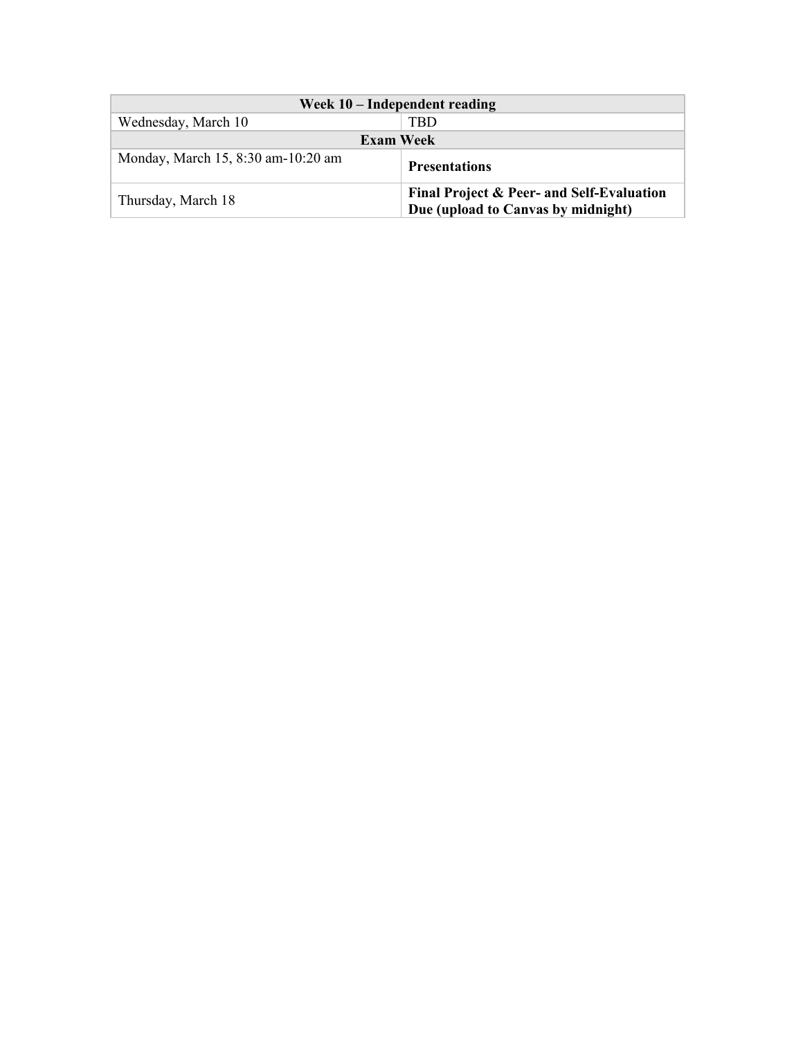| | |
|---|---|
| **Week 10 – Independent reading** | |
| Wednesday, March 10 | TBD |
| **Exam Week** | |
| Monday, March 15, 8:30 am-10:20 am | **Presentations** |
| Thursday, March 18 | **Final Project & Peer- and Self-Evaluation Due (upload to Canvas by midnight)** |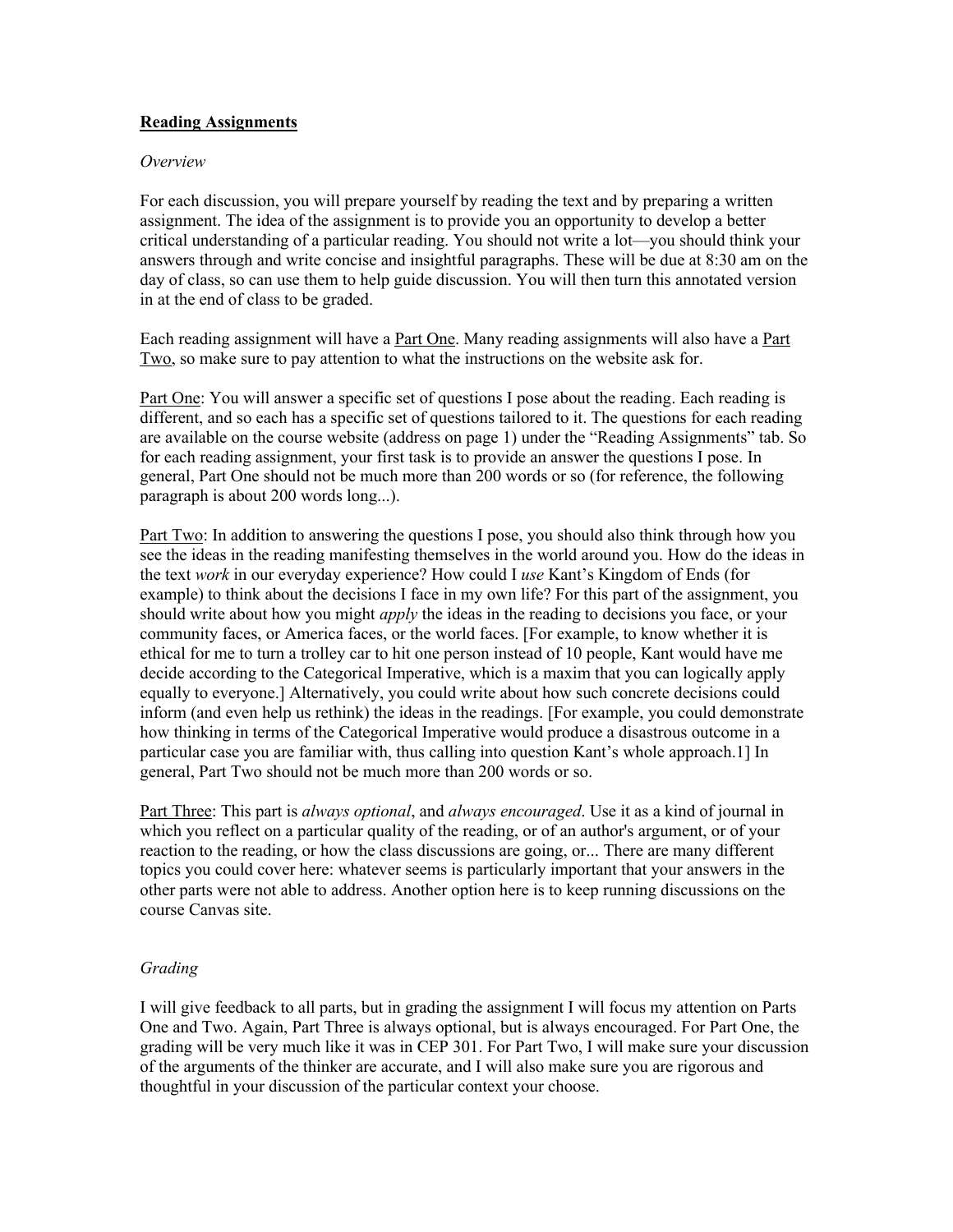**Reading Assignments**

*Overview*

For each discussion, you will prepare yourself by reading the text and by preparing a written assignment. The idea of the assignment is to provide you an opportunity to develop a better critical understanding of a particular reading. You should not write a lot—you should think your answers through and write concise and insightful paragraphs. These will be due at 8:30 am on the day of class, so can use them to help guide discussion. You will then turn this annotated version in at the end of class to be graded.

Each reading assignment will have a <u>Part One</u>. Many reading assignments will also have a <u>Part Two</u>, so make sure to pay attention to what the instructions on the website ask for.

<u>Part One</u>: You will answer a specific set of questions I pose about the reading. Each reading is different, and so each has a specific set of questions tailored to it. The questions for each reading are available on the course website (address on page 1) under the "Reading Assignments" tab. So for each reading assignment, your first task is to provide an answer the questions I pose. In general, Part One should not be much more than 200 words or so (for reference, the following paragraph is about 200 words long...).

<u>Part Two</u>: In addition to answering the questions I pose, you should also think through how you see the ideas in the reading manifesting themselves in the world around you. How do the ideas in the text *work* in our everyday experience? How could I *use* Kant's Kingdom of Ends (for example) to think about the decisions I face in my own life? For this part of the assignment, you should write about how you might *apply* the ideas in the reading to decisions you face, or your community faces, or America faces, or the world faces. [For example, to know whether it is ethical for me to turn a trolley car to hit one person instead of 10 people, Kant would have me decide according to the Categorical Imperative, which is a maxim that you can logically apply equally to everyone.] Alternatively, you could write about how such concrete decisions could inform (and even help us rethink) the ideas in the readings. [For example, you could demonstrate how thinking in terms of the Categorical Imperative would produce a disastrous outcome in a particular case you are familiar with, thus calling into question Kant's whole approach.1] In general, Part Two should not be much more than 200 words or so.

<u>Part Three</u>: This part is *always optional*, and *always encouraged*. Use it as a kind of journal in which you reflect on a particular quality of the reading, or of an author's argument, or of your reaction to the reading, or how the class discussions are going, or... There are many different topics you could cover here: whatever seems is particularly important that your answers in the other parts were not able to address. Another option here is to keep running discussions on the course Canvas site.

*Grading*

I will give feedback to all parts, but in grading the assignment I will focus my attention on Parts One and Two. Again, Part Three is always optional, but is always encouraged. For Part One, the grading will be very much like it was in CEP 301. For Part Two, I will make sure your discussion of the arguments of the thinker are accurate, and I will also make sure you are rigorous and thoughtful in your discussion of the particular context your choose.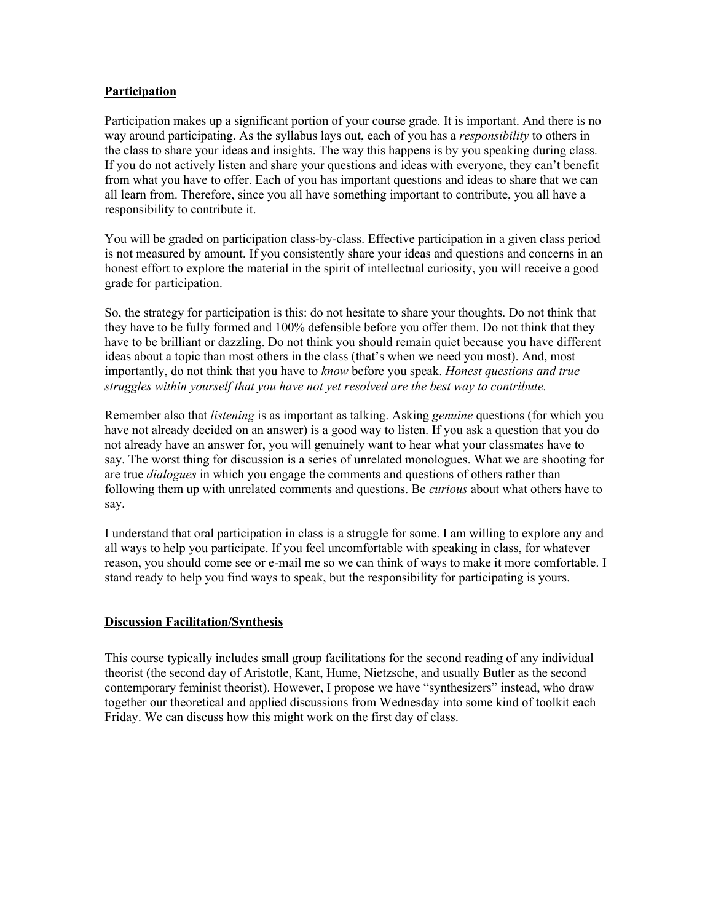## Participation

Participation makes up a significant portion of your course grade. It is important. And there is no way around participating. As the syllabus lays out, each of you has a *responsibility* to others in the class to share your ideas and insights. The way this happens is by you speaking during class. If you do not actively listen and share your questions and ideas with everyone, they can't benefit from what you have to offer. Each of you has important questions and ideas to share that we can all learn from. Therefore, since you all have something important to contribute, you all have a responsibility to contribute it.

You will be graded on participation class-by-class. Effective participation in a given class period is not measured by amount. If you consistently share your ideas and questions and concerns in an honest effort to explore the material in the spirit of intellectual curiosity, you will receive a good grade for participation.

So, the strategy for participation is this: do not hesitate to share your thoughts. Do not think that they have to be fully formed and 100% defensible before you offer them. Do not think that they have to be brilliant or dazzling. Do not think you should remain quiet because you have different ideas about a topic than most others in the class (that's when we need you most). And, most importantly, do not think that you have to *know* before you speak. *Honest questions and true struggles within yourself that you have not yet resolved are the best way to contribute.*

Remember also that *listening* is as important as talking. Asking *genuine* questions (for which you have not already decided on an answer) is a good way to listen. If you ask a question that you do not already have an answer for, you will genuinely want to hear what your classmates have to say. The worst thing for discussion is a series of unrelated monologues. What we are shooting for are true *dialogues* in which you engage the comments and questions of others rather than following them up with unrelated comments and questions. Be *curious* about what others have to say.

I understand that oral participation in class is a struggle for some. I am willing to explore any and all ways to help you participate. If you feel uncomfortable with speaking in class, for whatever reason, you should come see or e-mail me so we can think of ways to make it more comfortable. I stand ready to help you find ways to speak, but the responsibility for participating is yours.

## Discussion Facilitation/Synthesis

This course typically includes small group facilitations for the second reading of any individual theorist (the second day of Aristotle, Kant, Hume, Nietzsche, and usually Butler as the second contemporary feminist theorist). However, I propose we have "synthesizers" instead, who draw together our theoretical and applied discussions from Wednesday into some kind of toolkit each Friday. We can discuss how this might work on the first day of class.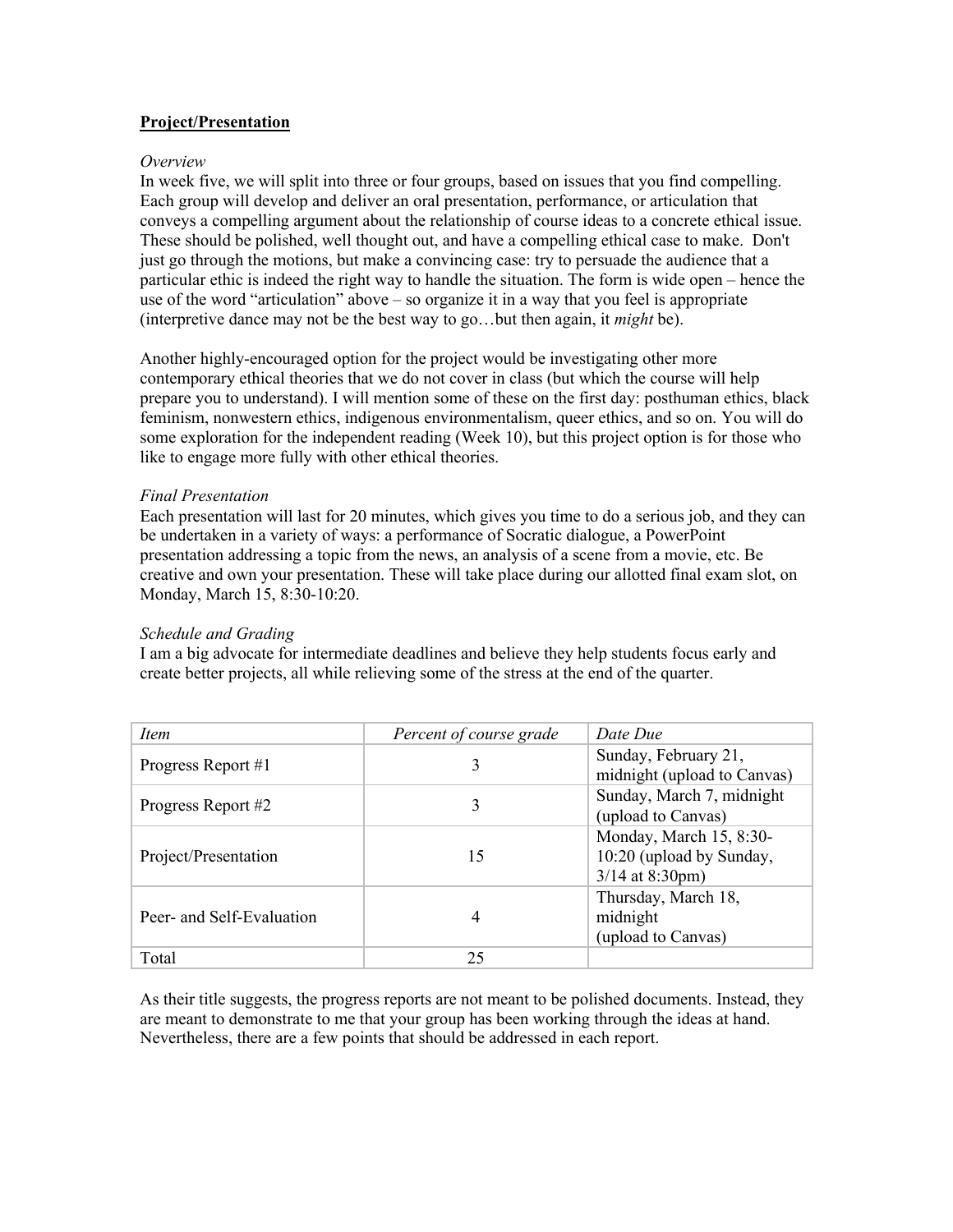## Project/Presentation

*Overview*

In week five, we will split into three or four groups, based on issues that you find compelling. Each group will develop and deliver an oral presentation, performance, or articulation that conveys a compelling argument about the relationship of course ideas to a concrete ethical issue. These should be polished, well thought out, and have a compelling ethical case to make. Don't just go through the motions, but make a convincing case: try to persuade the audience that a particular ethic is indeed the right way to handle the situation. The form is wide open – hence the use of the word "articulation" above – so organize it in a way that you feel is appropriate (interpretive dance may not be the best way to go…but then again, it *might* be).

Another highly-encouraged option for the project would be investigating other more contemporary ethical theories that we do not cover in class (but which the course will help prepare you to understand). I will mention some of these on the first day: posthuman ethics, black feminism, nonwestern ethics, indigenous environmentalism, queer ethics, and so on. You will do some exploration for the independent reading (Week 10), but this project option is for those who like to engage more fully with other ethical theories.

*Final Presentation*

Each presentation will last for 20 minutes, which gives you time to do a serious job, and they can be undertaken in a variety of ways: a performance of Socratic dialogue, a PowerPoint presentation addressing a topic from the news, an analysis of a scene from a movie, etc. Be creative and own your presentation. These will take place during our allotted final exam slot, on Monday, March 15, 8:30-10:20.

*Schedule and Grading*

I am a big advocate for intermediate deadlines and believe they help students focus early and create better projects, all while relieving some of the stress at the end of the quarter.

| *Item* | *Percent of course grade* | *Date Due* |
|---|---|---|
| Progress Report #1 | 3 | Sunday, February 21, midnight (upload to Canvas) |
| Progress Report #2 | 3 | Sunday, March 7, midnight (upload to Canvas) |
| Project/Presentation | 15 | Monday, March 15, 8:30-10:20 (upload by Sunday, 3/14 at 8:30pm) |
| Peer- and Self-Evaluation | 4 | Thursday, March 18, midnight (upload to Canvas) |
| Total | 25 | |

As their title suggests, the progress reports are not meant to be polished documents. Instead, they are meant to demonstrate to me that your group has been working through the ideas at hand. Nevertheless, there are a few points that should be addressed in each report.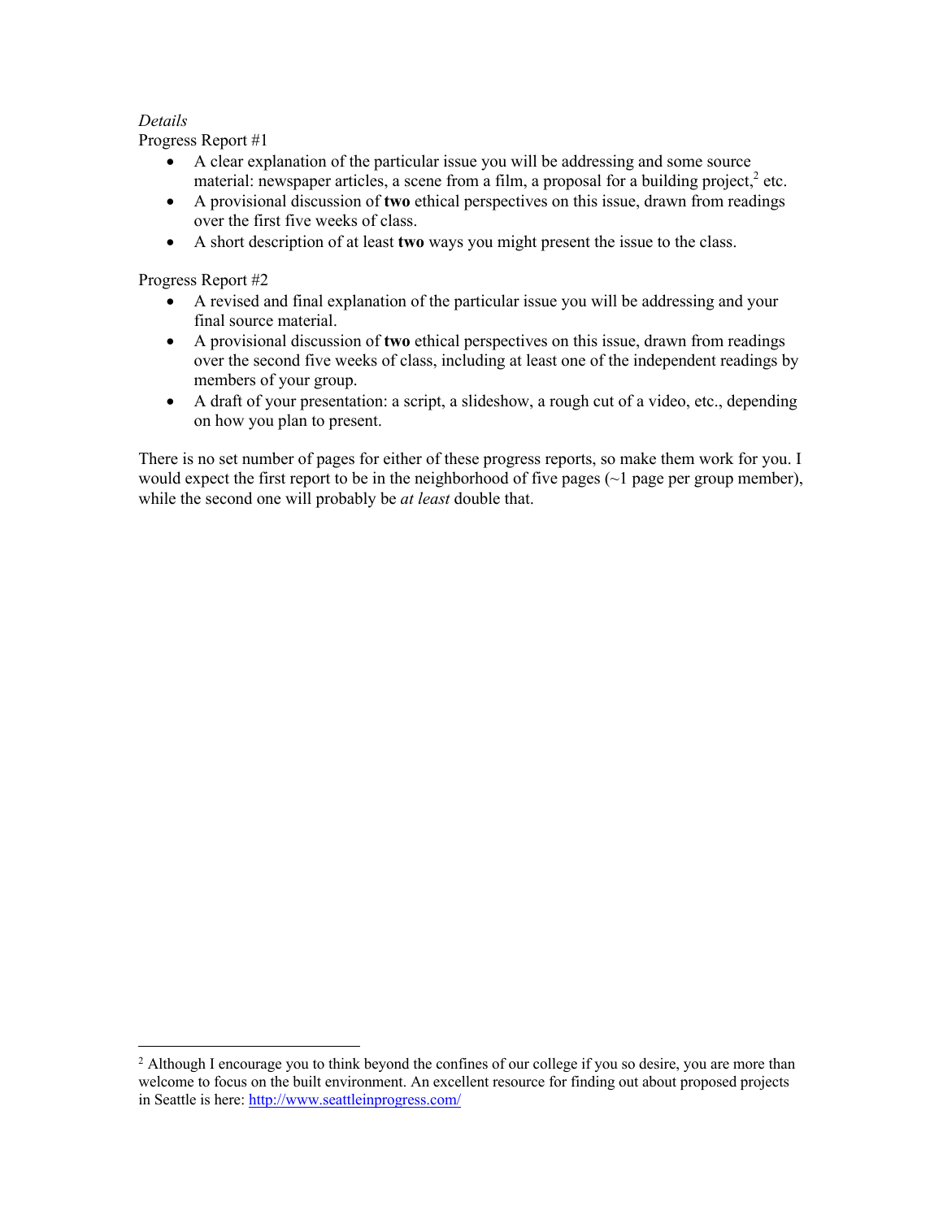*Details*

Progress Report #1

- A clear explanation of the particular issue you will be addressing and some source material: newspaper articles, a scene from a film, a proposal for a building project,[2] etc.
- A provisional discussion of **two** ethical perspectives on this issue, drawn from readings over the first five weeks of class.
- A short description of at least **two** ways you might present the issue to the class.

Progress Report #2

- A revised and final explanation of the particular issue you will be addressing and your final source material.
- A provisional discussion of **two** ethical perspectives on this issue, drawn from readings over the second five weeks of class, including at least one of the independent readings by members of your group.
- A draft of your presentation: a script, a slideshow, a rough cut of a video, etc., depending on how you plan to present.

There is no set number of pages for either of these progress reports, so make them work for you. I would expect the first report to be in the neighborhood of five pages (~1 page per group member), while the second one will probably be *at least* double that.

---

[2] Although I encourage you to think beyond the confines of our college if you so desire, you are more than welcome to focus on the built environment. An excellent resource for finding out about proposed projects in Seattle is here: http://www.seattleinprogress.com/